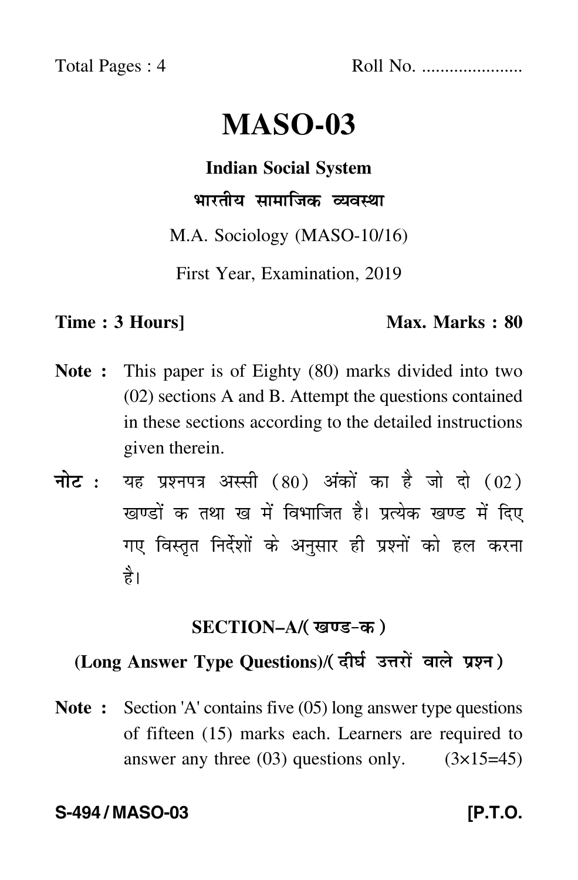Total Pages : 4 Roll No. .....................

# MASO-03

## Indian Social System

### भारतीय सामाजिक व्यवस्था

M.A. Sociology (MASO-10/16)

First Year, Examination, 2019

**Time : 3 Hours]** **Max. Marks : 80**

**Note :** This paper is of Eighty (80) marks divided into two (02) sections A and B. Attempt the questions contained in these sections according to the detailed instructions given therein.

**नोट :** यह प्रश्नपत्र अस्सी (80) अंकों का है जो दो (02) खण्डों क तथा ख में विभाजित है। प्रत्येक खण्ड में दिए गए विस्तृत निर्देशों के अनुसार ही प्रश्नों को हल करना है।

## SECTION–A/(खण्ड-क)

### (Long Answer Type Questions)/(दीर्घ उत्तरों वाले प्रश्न)

**Note :** Section 'A' contains five (05) long answer type questions of fifteen (15) marks each. Learners are required to answer any three (03) questions only. (3×15=45)

**S-494 / MASO-03** **[P.T.O.**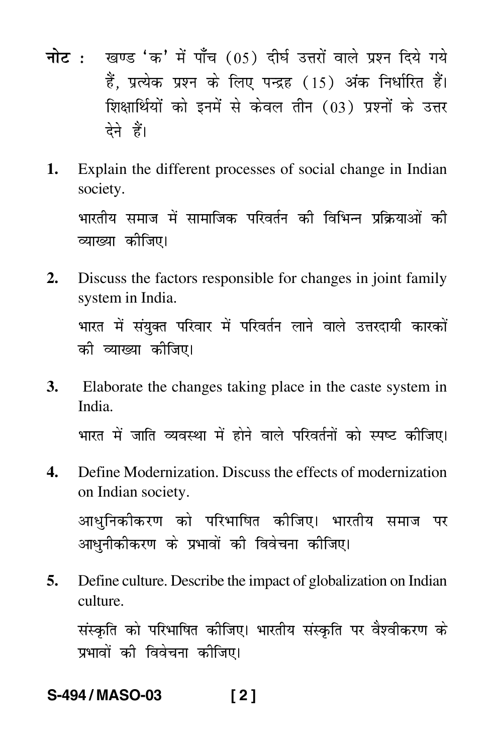**नोट :** खण्ड 'क' में पाँच (05) दीर्घ उत्तरों वाले प्रश्न दिये गये हैं, प्रत्येक प्रश्न के लिए पन्द्रह (15) अंक निर्धारित हैं। शिक्षार्थियों को इनमें से केवल तीन (03) प्रश्नों के उत्तर देने हैं।

**1.** Explain the different processes of social change in Indian society.

भारतीय समाज में सामाजिक परिवर्तन की विभिन्न प्रक्रियाओं की व्याख्या कीजिए।

**2.** Discuss the factors responsible for changes in joint family system in India.

भारत में संयुक्त परिवार में परिवर्तन लाने वाले उत्तरदायी कारकों की व्याख्या कीजिए।

**3.** Elaborate the changes taking place in the caste system in India.

भारत में जाति व्यवस्था में होने वाले परिवर्तनों को स्पष्ट कीजिए।

**4.** Define Modernization. Discuss the effects of modernization on Indian society.

आधुनिकीकरण को परिभाषित कीजिए। भारतीय समाज पर आधुनीकीकरण के प्रभावों की विवेचना कीजिए।

**5.** Define culture. Describe the impact of globalization on Indian culture.

संस्कृति को परिभाषित कीजिए। भारतीय संस्कृति पर वैश्वीकरण के प्रभावों की विवेचना कीजिए।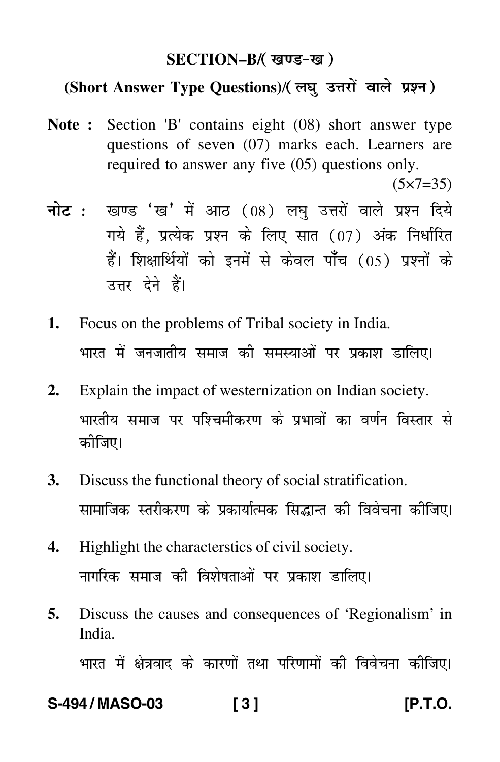## SECTION–B/( खण्ड-ख )

### (Short Answer Type Questions)/( लघु उत्तरों वाले प्रश्न )

**Note :** Section 'B' contains eight (08) short answer type questions of seven (07) marks each. Learners are required to answer any five (05) questions only.

(5×7=35)

**नोट :** खण्ड 'ख' में आठ (08) लघु उत्तरों वाले प्रश्न दिये गये हैं, प्रत्येक प्रश्न के लिए सात (07) अंक निर्धारित हैं। शिक्षार्थियों को इनमें से केवल पाँच (05) प्रश्नों के उत्तर देने हैं।

**1.** Focus on the problems of Tribal society in India.

भारत में जनजातीय समाज की समस्याओं पर प्रकाश डालिए।

**2.** Explain the impact of westernization on Indian society.

भारतीय समाज पर पश्चिमीकरण के प्रभावों का वर्णन विस्तार से कीजिए।

**3.** Discuss the functional theory of social stratification.

सामाजिक स्तरीकरण के प्रकार्यात्मक सिद्धान्त की विवेचना कीजिए।

**4.** Highlight the characterstics of civil society.

नागरिक समाज की विशेषताओं पर प्रकाश डालिए।

**5.** Discuss the causes and consequences of 'Regionalism' in India.

भारत में क्षेत्रवाद के कारणों तथा परिणामों की विवेचना कीजिए।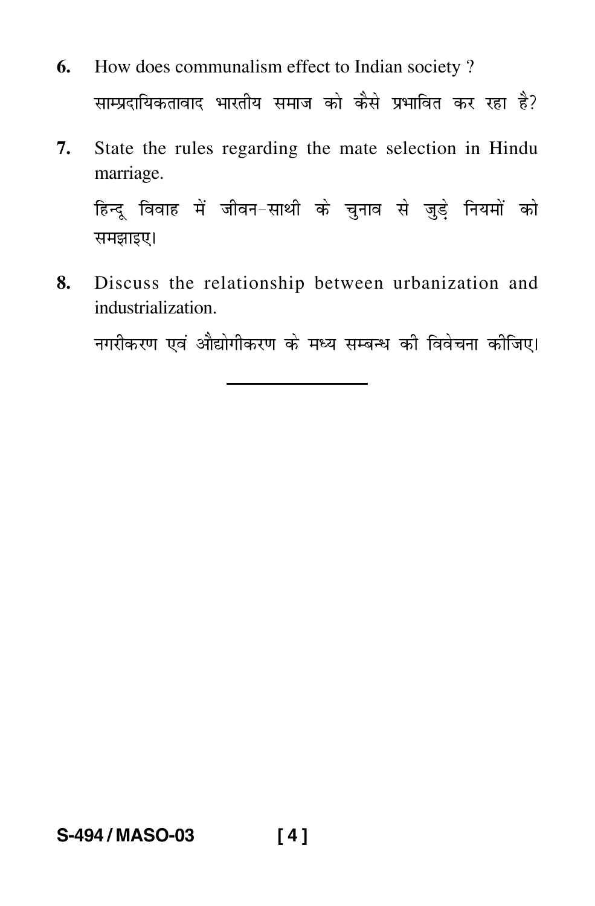**6.** How does communalism effect to Indian society ?

साम्प्रदायिकतावाद भारतीय समाज को कैसे प्रभावित कर रहा है?

**7.** State the rules regarding the mate selection in Hindu marriage.

हिन्दू विवाह में जीवन-साथी के चुनाव से जुड़े नियमों को समझाइए।

**8.** Discuss the relationship between urbanization and industrialization.

नगरीकरण एवं औद्योगीकरण के मध्य सम्बन्ध की विवेचना कीजिए।

---